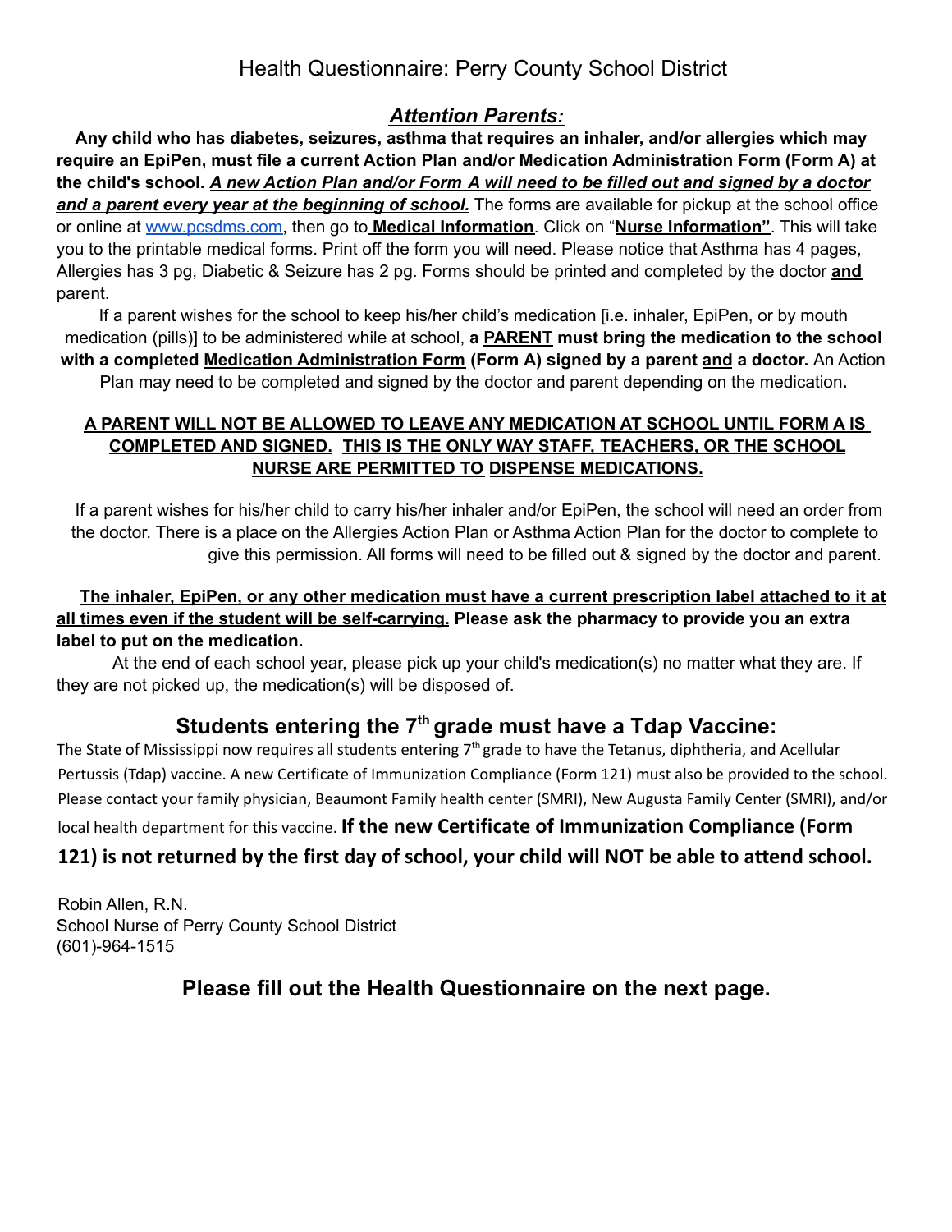# Health Questionnaire: Perry County School District

## ***Attention Parents:***

**Any child who has diabetes, seizures, asthma that requires an inhaler, and/or allergies which may require an EpiPen, must file a current Action Plan and/or Medication Administration Form (Form A) at the child's school. *A new Action Plan and/or Form A will need to be filled out and signed by a doctor and a parent every year at the beginning of school.*** The forms are available for pickup at the school office or online at www.pcsdms.com, then go to **Medical Information**. Click on "**Nurse Information"**. This will take you to the printable medical forms. Print off the form you will need. Please notice that Asthma has 4 pages, Allergies has 3 pg, Diabetic & Seizure has 2 pg. Forms should be printed and completed by the doctor **and** parent.

If a parent wishes for the school to keep his/her child's medication [i.e. inhaler, EpiPen, or by mouth medication (pills)] to be administered while at school, **a PARENT must bring the medication to the school with a completed Medication Administration Form (Form A) signed by a parent and a doctor.** An Action Plan may need to be completed and signed by the doctor and parent depending on the medication**.**

**A PARENT WILL NOT BE ALLOWED TO LEAVE ANY MEDICATION AT SCHOOL UNTIL FORM A IS COMPLETED AND SIGNED. THIS IS THE ONLY WAY STAFF, TEACHERS, OR THE SCHOOL NURSE ARE PERMITTED TO DISPENSE MEDICATIONS.**

If a parent wishes for his/her child to carry his/her inhaler and/or EpiPen, the school will need an order from the doctor. There is a place on the Allergies Action Plan or Asthma Action Plan for the doctor to complete to give this permission. All forms will need to be filled out & signed by the doctor and parent.

**The inhaler, EpiPen, or any other medication must have a current prescription label attached to it at all times even if the student will be self-carrying. Please ask the pharmacy to provide you an extra label to put on the medication.**

At the end of each school year, please pick up your child's medication(s) no matter what they are. If they are not picked up, the medication(s) will be disposed of.

## Students entering the 7th grade must have a Tdap Vaccine:

The State of Mississippi now requires all students entering 7th grade to have the Tetanus, diphtheria, and Acellular Pertussis (Tdap) vaccine. A new Certificate of Immunization Compliance (Form 121) must also be provided to the school. Please contact your family physician, Beaumont Family health center (SMRI), New Augusta Family Center (SMRI), and/or local health department for this vaccine. **If the new Certificate of Immunization Compliance (Form 121) is not returned by the first day of school, your child will NOT be able to attend school.**

Robin Allen, R.N.
School Nurse of Perry County School District
(601)-964-1515

## Please fill out the Health Questionnaire on the next page.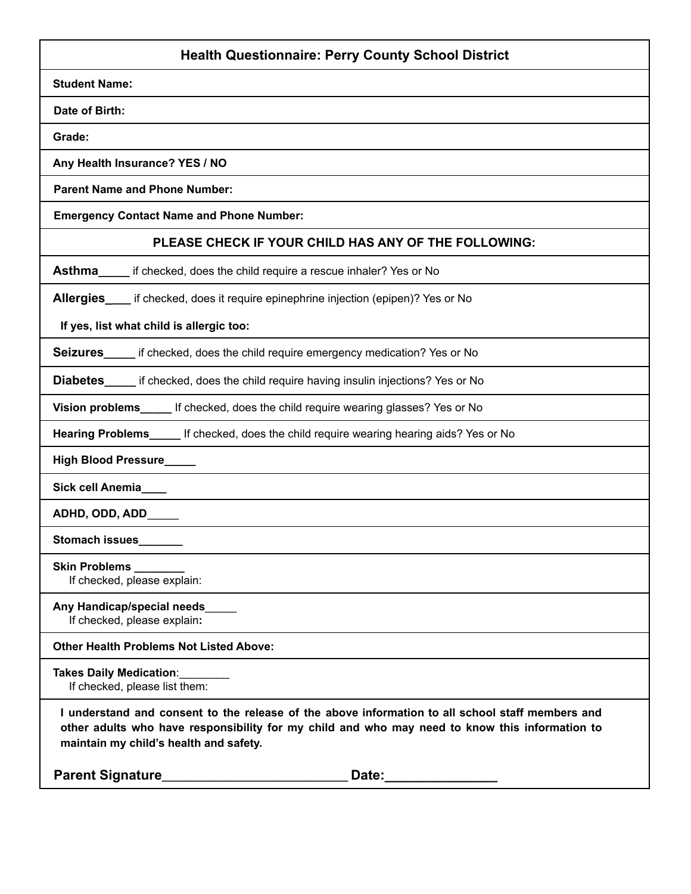## Health Questionnaire: Perry County School District

**Student Name:**

**Date of Birth:**

**Grade:**

**Any Health Insurance? YES / NO**

**Parent Name and Phone Number:**

**Emergency Contact Name and Phone Number:**

### PLEASE CHECK IF YOUR CHILD HAS ANY OF THE FOLLOWING:

**Asthma_____** if checked, does the child require a rescue inhaler? Yes or No

**Allergies____** if checked, does it require epinephrine injection (epipen)? Yes or No

**If yes, list what child is allergic too:**

**Seizures_____** if checked, does the child require emergency medication? Yes or No

**Diabetes_____** if checked, does the child require having insulin injections? Yes or No

**Vision problems_____** If checked, does the child require wearing glasses? Yes or No

**Hearing Problems_____** If checked, does the child require wearing hearing aids? Yes or No

**High Blood Pressure_____**

**Sick cell Anemia____**

**ADHD, ODD, ADD**_____

**Stomach issues_______**

**Skin Problems ________**
If checked, please explain:

**Any Handicap/special needs**_____
If checked, please explain**:**

**Other Health Problems Not Listed Above:**

**Takes Daily Medication**:________
If checked, please list them:

**I understand and consent to the release of the above information to all school staff members and other adults who have responsibility for my child and who may need to know this information to maintain my child's health and safety.**

**Parent Signature__________________________ Date:_______________**